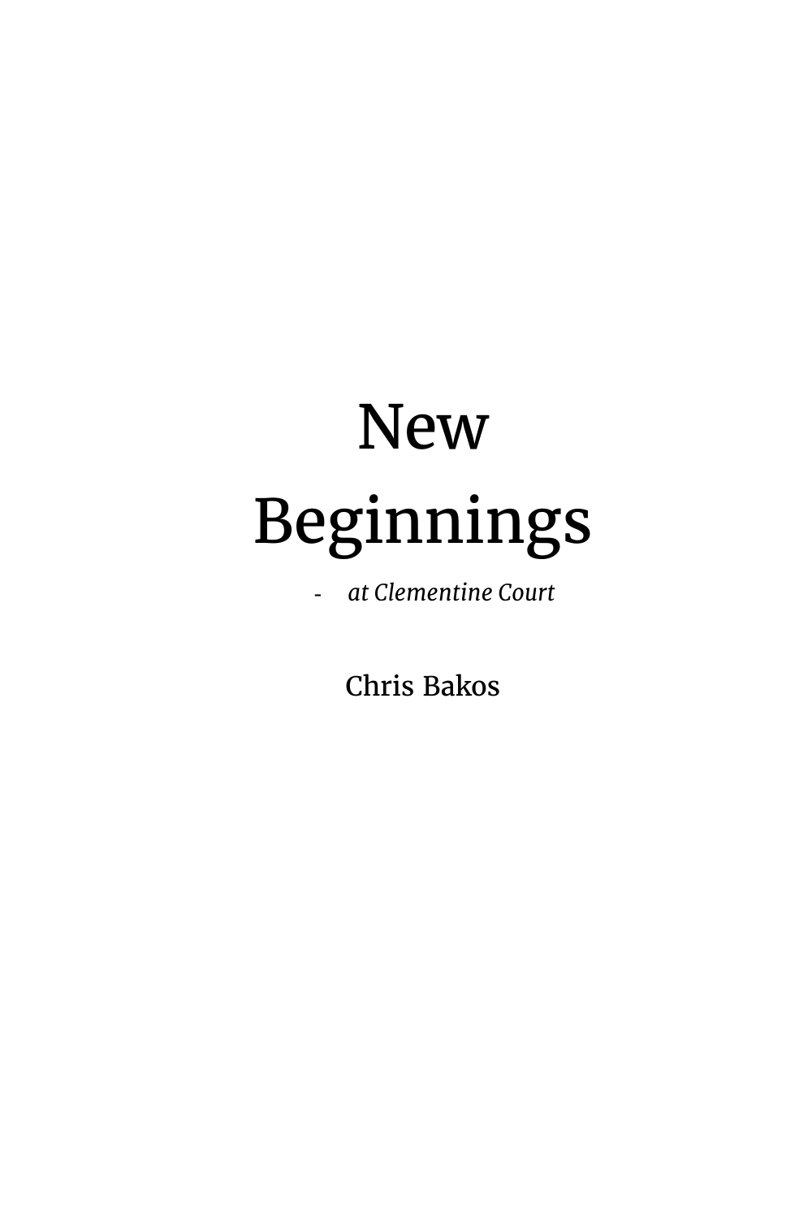# New Beginnings

- *at Clementine Court*

Chris Bakos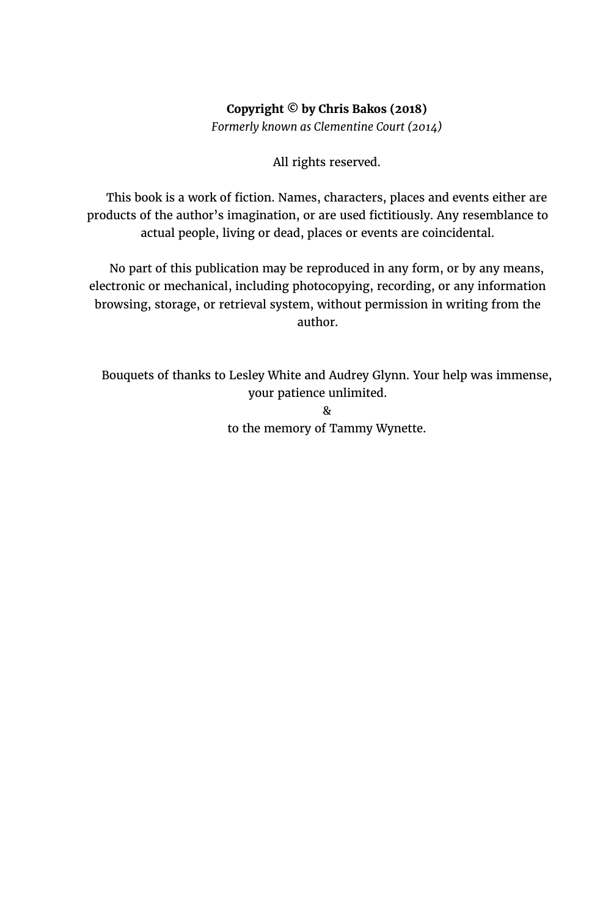**Copyright © by Chris Bakos (2018)**

*Formerly known as Clementine Court (2014)*

All rights reserved.

This book is a work of fiction. Names, characters, places and events either are products of the author's imagination, or are used fictitiously. Any resemblance to actual people, living or dead, places or events are coincidental.

No part of this publication may be reproduced in any form, or by any means, electronic or mechanical, including photocopying, recording, or any information browsing, storage, or retrieval system, without permission in writing from the author.

Bouquets of thanks to Lesley White and Audrey Glynn. Your help was immense, your patience unlimited.

&

to the memory of Tammy Wynette.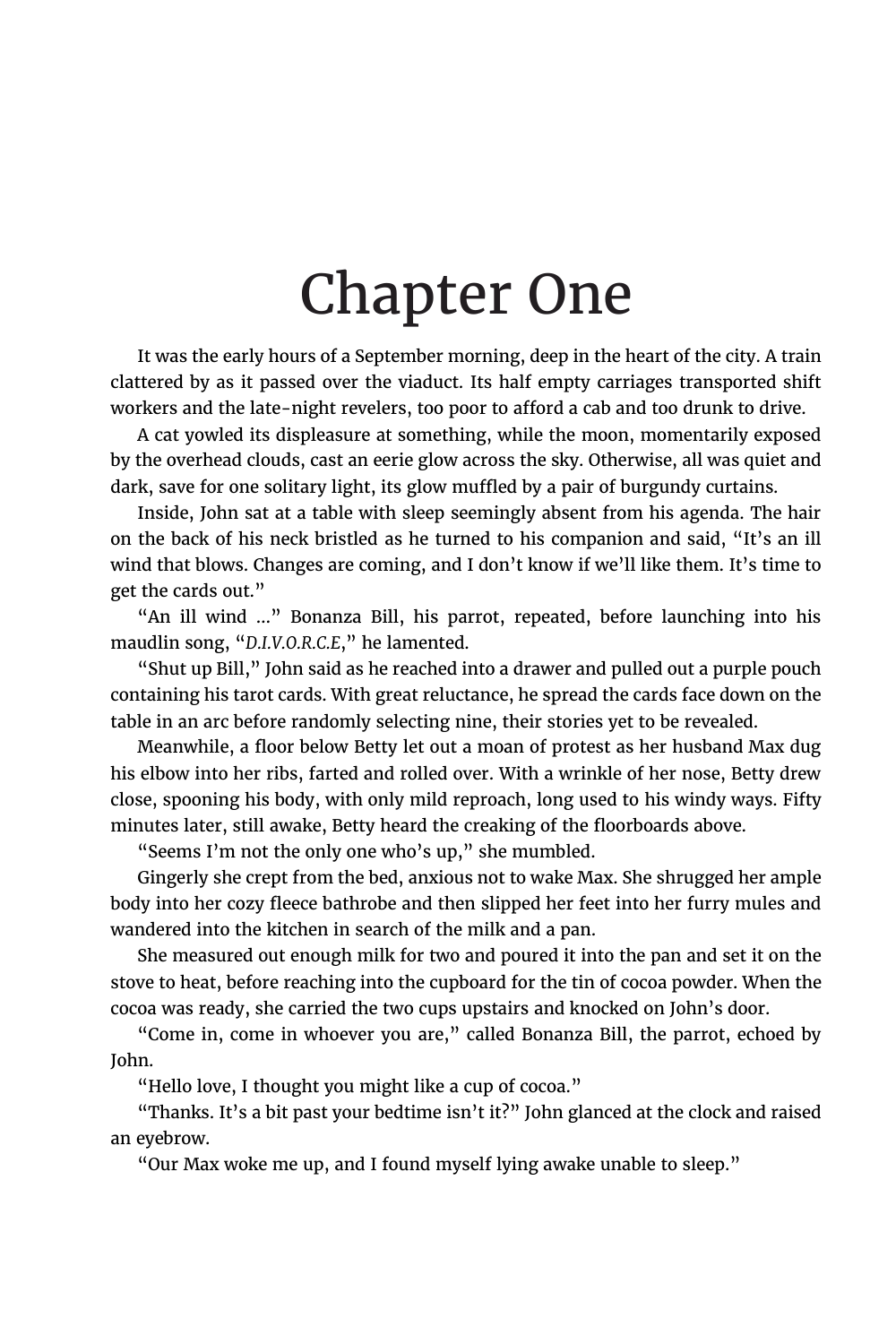# Chapter One

It was the early hours of a September morning, deep in the heart of the city. A train clattered by as it passed over the viaduct. Its half empty carriages transported shift workers and the late-night revelers, too poor to afford a cab and too drunk to drive.

A cat yowled its displeasure at something, while the moon, momentarily exposed by the overhead clouds, cast an eerie glow across the sky. Otherwise, all was quiet and dark, save for one solitary light, its glow muffled by a pair of burgundy curtains.

Inside, John sat at a table with sleep seemingly absent from his agenda. The hair on the back of his neck bristled as he turned to his companion and said, "It's an ill wind that blows. Changes are coming, and I don't know if we'll like them. It's time to get the cards out."

"An ill wind ..." Bonanza Bill, his parrot, repeated, before launching into his maudlin song, "*D.I.V.O.R.C.E*," he lamented.

"Shut up Bill," John said as he reached into a drawer and pulled out a purple pouch containing his tarot cards. With great reluctance, he spread the cards face down on the table in an arc before randomly selecting nine, their stories yet to be revealed.

Meanwhile, a floor below Betty let out a moan of protest as her husband Max dug his elbow into her ribs, farted and rolled over. With a wrinkle of her nose, Betty drew close, spooning his body, with only mild reproach, long used to his windy ways. Fifty minutes later, still awake, Betty heard the creaking of the floorboards above.

"Seems I'm not the only one who's up," she mumbled.

Gingerly she crept from the bed, anxious not to wake Max. She shrugged her ample body into her cozy fleece bathrobe and then slipped her feet into her furry mules and wandered into the kitchen in search of the milk and a pan.

She measured out enough milk for two and poured it into the pan and set it on the stove to heat, before reaching into the cupboard for the tin of cocoa powder. When the cocoa was ready, she carried the two cups upstairs and knocked on John's door.

"Come in, come in whoever you are," called Bonanza Bill, the parrot, echoed by John.

"Hello love, I thought you might like a cup of cocoa."

"Thanks. It's a bit past your bedtime isn't it?" John glanced at the clock and raised an eyebrow.

"Our Max woke me up, and I found myself lying awake unable to sleep."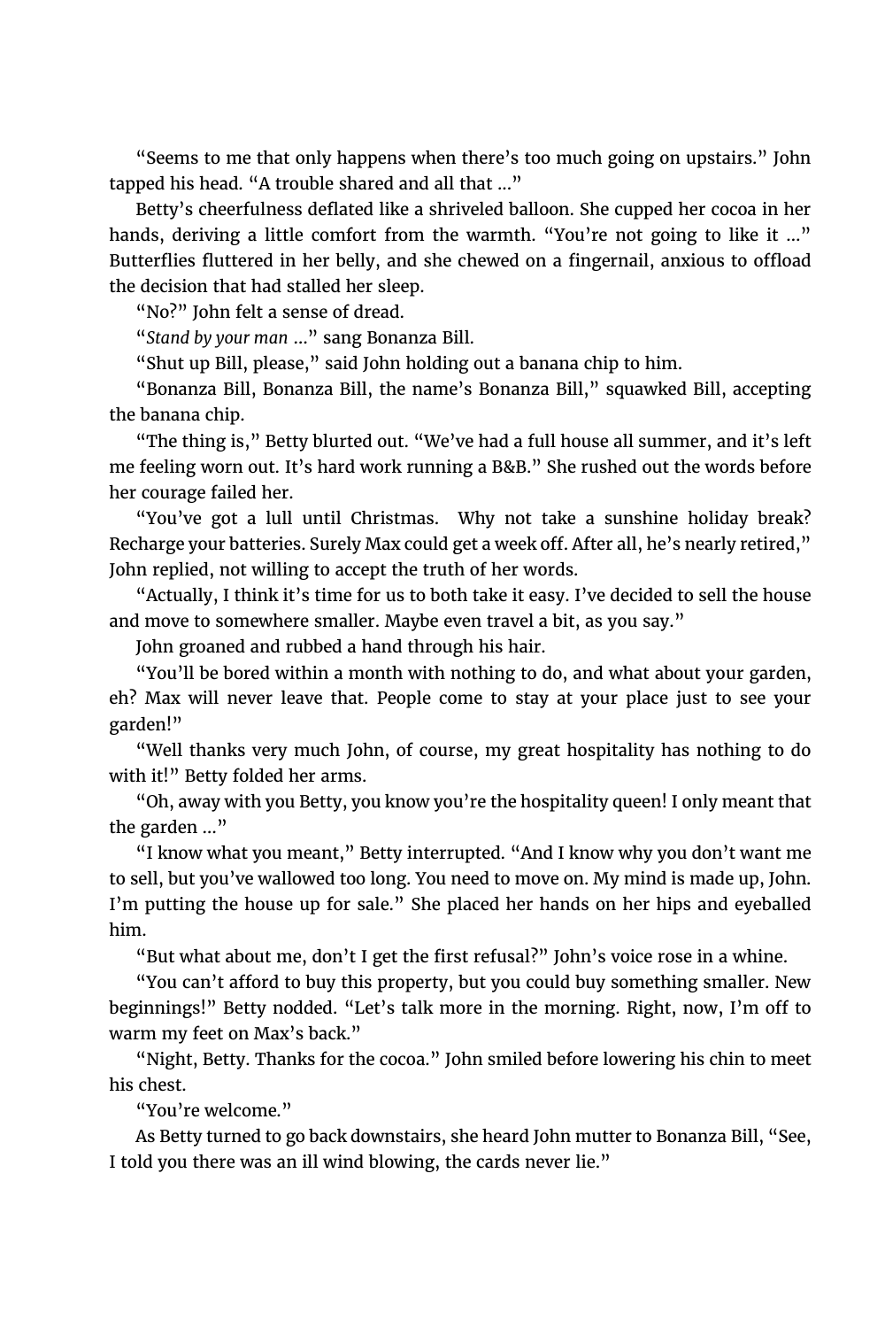"Seems to me that only happens when there's too much going on upstairs." John tapped his head. "A trouble shared and all that ..."

Betty's cheerfulness deflated like a shriveled balloon. She cupped her cocoa in her hands, deriving a little comfort from the warmth. "You're not going to like it ..." Butterflies fluttered in her belly, and she chewed on a fingernail, anxious to offload the decision that had stalled her sleep.

"No?" John felt a sense of dread.

"*Stand by your man* ..." sang Bonanza Bill.

"Shut up Bill, please," said John holding out a banana chip to him.

"Bonanza Bill, Bonanza Bill, the name's Bonanza Bill," squawked Bill, accepting the banana chip.

"The thing is," Betty blurted out. "We've had a full house all summer, and it's left me feeling worn out. It's hard work running a B&B." She rushed out the words before her courage failed her.

"You've got a lull until Christmas. Why not take a sunshine holiday break? Recharge your batteries. Surely Max could get a week off. After all, he's nearly retired," John replied, not willing to accept the truth of her words.

"Actually, I think it's time for us to both take it easy. I've decided to sell the house and move to somewhere smaller. Maybe even travel a bit, as you say."

John groaned and rubbed a hand through his hair.

"You'll be bored within a month with nothing to do, and what about your garden, eh? Max will never leave that. People come to stay at your place just to see your garden!"

"Well thanks very much John, of course, my great hospitality has nothing to do with it!" Betty folded her arms.

"Oh, away with you Betty, you know you're the hospitality queen! I only meant that the garden ..."

"I know what you meant," Betty interrupted. "And I know why you don't want me to sell, but you've wallowed too long. You need to move on. My mind is made up, John. I'm putting the house up for sale." She placed her hands on her hips and eyeballed him.

"But what about me, don't I get the first refusal?" John's voice rose in a whine.

"You can't afford to buy this property, but you could buy something smaller. New beginnings!" Betty nodded. "Let's talk more in the morning. Right, now, I'm off to warm my feet on Max's back."

"Night, Betty. Thanks for the cocoa." John smiled before lowering his chin to meet his chest.

"You're welcome."

As Betty turned to go back downstairs, she heard John mutter to Bonanza Bill, "See, I told you there was an ill wind blowing, the cards never lie."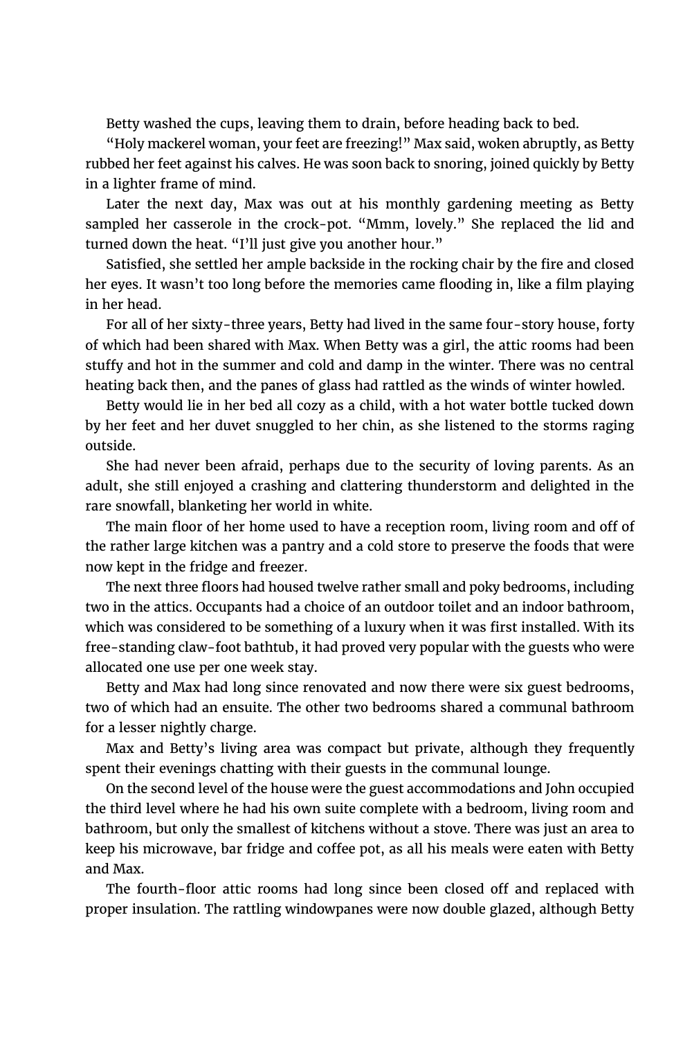Betty washed the cups, leaving them to drain, before heading back to bed.

"Holy mackerel woman, your feet are freezing!" Max said, woken abruptly, as Betty rubbed her feet against his calves. He was soon back to snoring, joined quickly by Betty in a lighter frame of mind.

Later the next day, Max was out at his monthly gardening meeting as Betty sampled her casserole in the crock-pot. "Mmm, lovely." She replaced the lid and turned down the heat. "I'll just give you another hour."

Satisfied, she settled her ample backside in the rocking chair by the fire and closed her eyes. It wasn't too long before the memories came flooding in, like a film playing in her head.

For all of her sixty-three years, Betty had lived in the same four-story house, forty of which had been shared with Max. When Betty was a girl, the attic rooms had been stuffy and hot in the summer and cold and damp in the winter. There was no central heating back then, and the panes of glass had rattled as the winds of winter howled.

Betty would lie in her bed all cozy as a child, with a hot water bottle tucked down by her feet and her duvet snuggled to her chin, as she listened to the storms raging outside.

She had never been afraid, perhaps due to the security of loving parents. As an adult, she still enjoyed a crashing and clattering thunderstorm and delighted in the rare snowfall, blanketing her world in white.

The main floor of her home used to have a reception room, living room and off of the rather large kitchen was a pantry and a cold store to preserve the foods that were now kept in the fridge and freezer.

The next three floors had housed twelve rather small and poky bedrooms, including two in the attics. Occupants had a choice of an outdoor toilet and an indoor bathroom, which was considered to be something of a luxury when it was first installed. With its free-standing claw-foot bathtub, it had proved very popular with the guests who were allocated one use per one week stay.

Betty and Max had long since renovated and now there were six guest bedrooms, two of which had an ensuite. The other two bedrooms shared a communal bathroom for a lesser nightly charge.

Max and Betty's living area was compact but private, although they frequently spent their evenings chatting with their guests in the communal lounge.

On the second level of the house were the guest accommodations and John occupied the third level where he had his own suite complete with a bedroom, living room and bathroom, but only the smallest of kitchens without a stove. There was just an area to keep his microwave, bar fridge and coffee pot, as all his meals were eaten with Betty and Max.

The fourth-floor attic rooms had long since been closed off and replaced with proper insulation. The rattling windowpanes were now double glazed, although Betty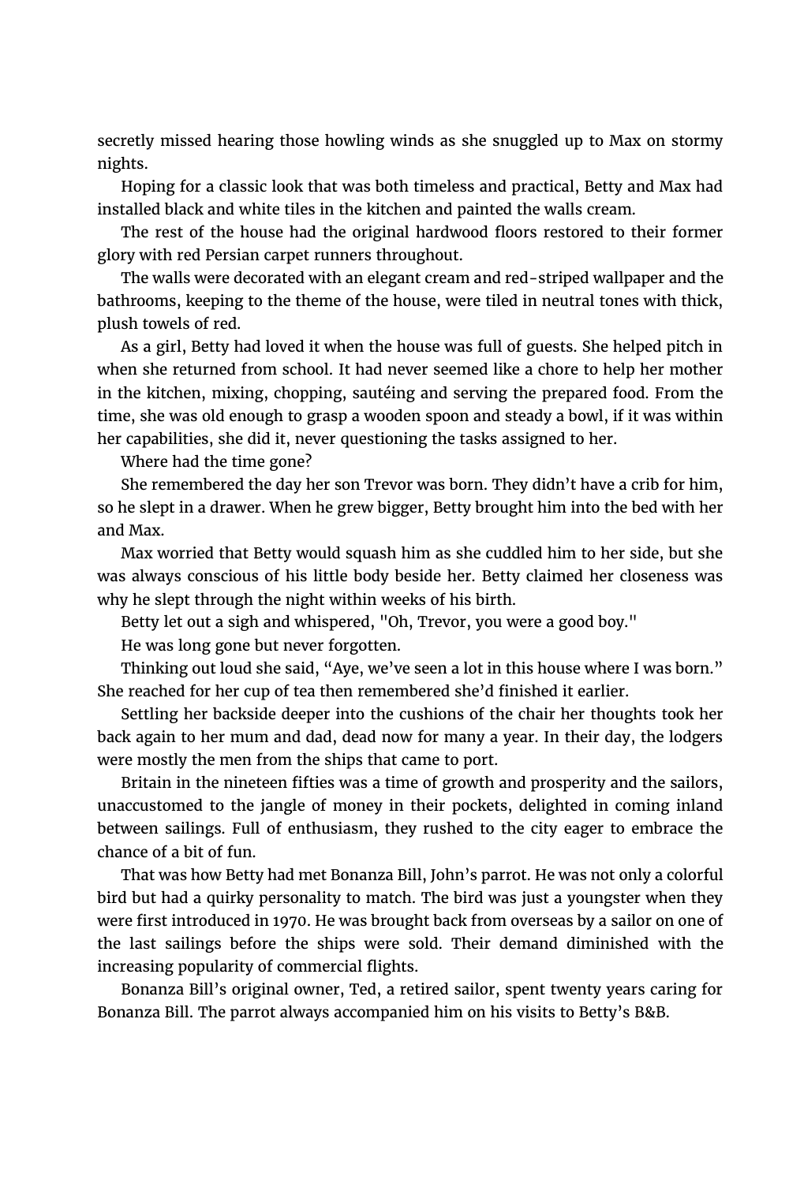secretly missed hearing those howling winds as she snuggled up to Max on stormy nights.

Hoping for a classic look that was both timeless and practical, Betty and Max had installed black and white tiles in the kitchen and painted the walls cream.

The rest of the house had the original hardwood floors restored to their former glory with red Persian carpet runners throughout.

The walls were decorated with an elegant cream and red-striped wallpaper and the bathrooms, keeping to the theme of the house, were tiled in neutral tones with thick, plush towels of red.

As a girl, Betty had loved it when the house was full of guests. She helped pitch in when she returned from school. It had never seemed like a chore to help her mother in the kitchen, mixing, chopping, sautéing and serving the prepared food. From the time, she was old enough to grasp a wooden spoon and steady a bowl, if it was within her capabilities, she did it, never questioning the tasks assigned to her.

Where had the time gone?

She remembered the day her son Trevor was born. They didn't have a crib for him, so he slept in a drawer. When he grew bigger, Betty brought him into the bed with her and Max.

Max worried that Betty would squash him as she cuddled him to her side, but she was always conscious of his little body beside her. Betty claimed her closeness was why he slept through the night within weeks of his birth.

Betty let out a sigh and whispered, "Oh, Trevor, you were a good boy."

He was long gone but never forgotten.

Thinking out loud she said, "Aye, we've seen a lot in this house where I was born." She reached for her cup of tea then remembered she'd finished it earlier.

Settling her backside deeper into the cushions of the chair her thoughts took her back again to her mum and dad, dead now for many a year. In their day, the lodgers were mostly the men from the ships that came to port.

Britain in the nineteen fifties was a time of growth and prosperity and the sailors, unaccustomed to the jangle of money in their pockets, delighted in coming inland between sailings. Full of enthusiasm, they rushed to the city eager to embrace the chance of a bit of fun.

That was how Betty had met Bonanza Bill, John's parrot. He was not only a colorful bird but had a quirky personality to match. The bird was just a youngster when they were first introduced in 1970. He was brought back from overseas by a sailor on one of the last sailings before the ships were sold. Their demand diminished with the increasing popularity of commercial flights.

Bonanza Bill's original owner, Ted, a retired sailor, spent twenty years caring for Bonanza Bill. The parrot always accompanied him on his visits to Betty's B&B.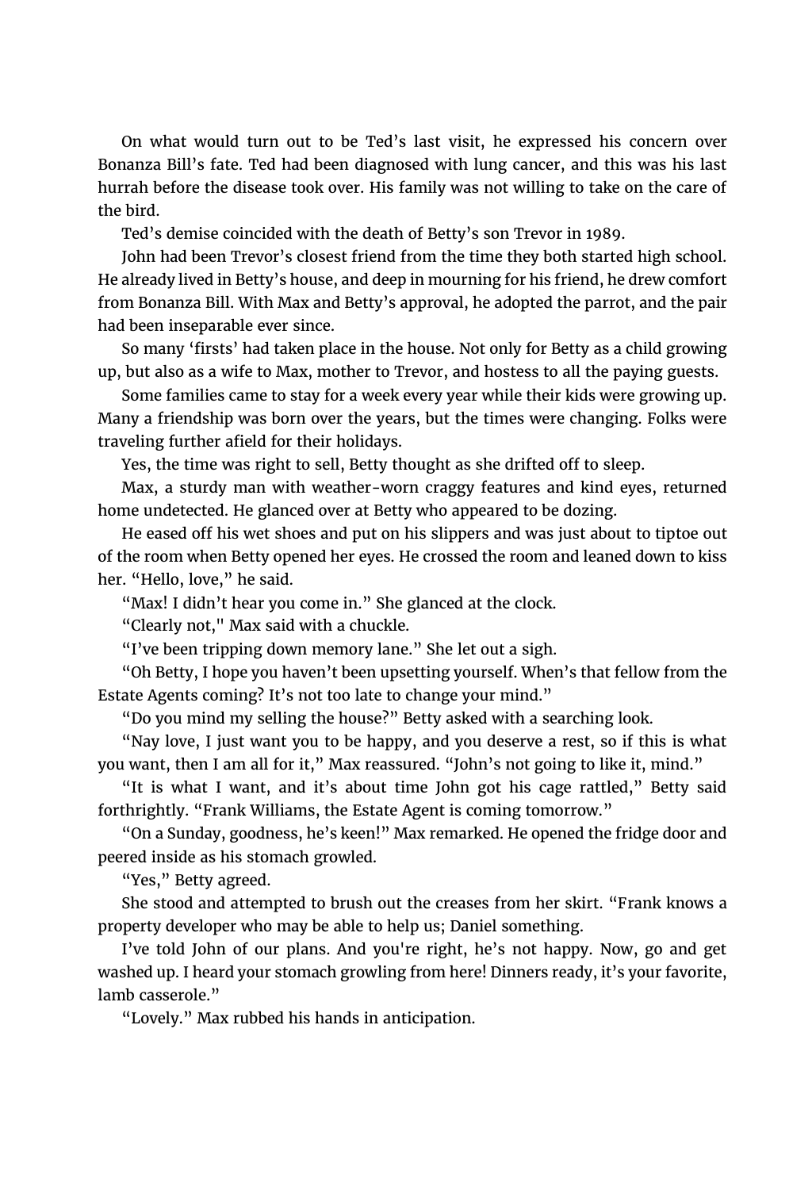On what would turn out to be Ted's last visit, he expressed his concern over Bonanza Bill's fate. Ted had been diagnosed with lung cancer, and this was his last hurrah before the disease took over. His family was not willing to take on the care of the bird.

Ted's demise coincided with the death of Betty's son Trevor in 1989.

John had been Trevor's closest friend from the time they both started high school. He already lived in Betty's house, and deep in mourning for his friend, he drew comfort from Bonanza Bill. With Max and Betty's approval, he adopted the parrot, and the pair had been inseparable ever since.

So many 'firsts' had taken place in the house. Not only for Betty as a child growing up, but also as a wife to Max, mother to Trevor, and hostess to all the paying guests.

Some families came to stay for a week every year while their kids were growing up. Many a friendship was born over the years, but the times were changing. Folks were traveling further afield for their holidays.

Yes, the time was right to sell, Betty thought as she drifted off to sleep.

Max, a sturdy man with weather-worn craggy features and kind eyes, returned home undetected. He glanced over at Betty who appeared to be dozing.

He eased off his wet shoes and put on his slippers and was just about to tiptoe out of the room when Betty opened her eyes. He crossed the room and leaned down to kiss her. "Hello, love," he said.

"Max! I didn't hear you come in." She glanced at the clock.

"Clearly not," Max said with a chuckle.

"I've been tripping down memory lane." She let out a sigh.

"Oh Betty, I hope you haven't been upsetting yourself. When's that fellow from the Estate Agents coming? It's not too late to change your mind."

"Do you mind my selling the house?" Betty asked with a searching look.

"Nay love, I just want you to be happy, and you deserve a rest, so if this is what you want, then I am all for it," Max reassured. "John's not going to like it, mind."

"It is what I want, and it's about time John got his cage rattled," Betty said forthrightly. "Frank Williams, the Estate Agent is coming tomorrow."

"On a Sunday, goodness, he's keen!" Max remarked. He opened the fridge door and peered inside as his stomach growled.

"Yes," Betty agreed.

She stood and attempted to brush out the creases from her skirt. "Frank knows a property developer who may be able to help us; Daniel something.

I've told John of our plans. And you're right, he's not happy. Now, go and get washed up. I heard your stomach growling from here! Dinners ready, it's your favorite, lamb casserole."

"Lovely." Max rubbed his hands in anticipation.